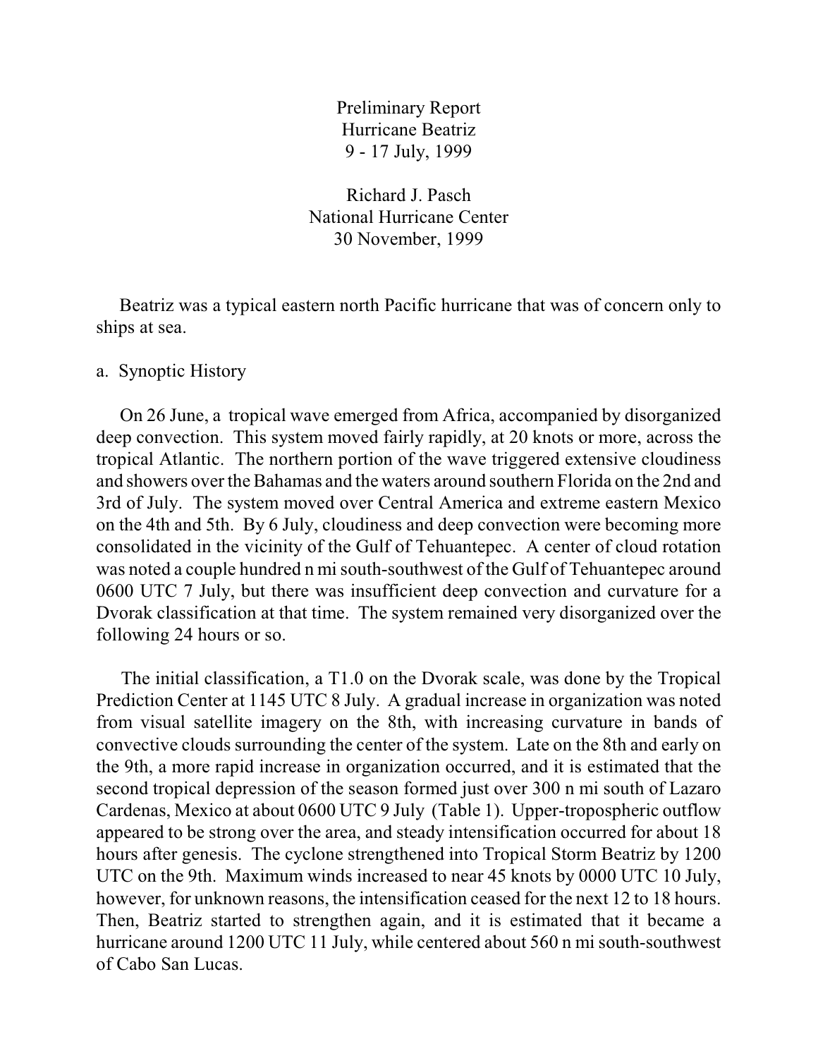# Preliminary Report
# Hurricane Beatriz
# 9 - 17 July, 1999

Richard J. Pasch
National Hurricane Center
30 November, 1999

Beatriz was a typical eastern north Pacific hurricane that was of concern only to ships at sea.

## a. Synoptic History

On 26 June, a tropical wave emerged from Africa, accompanied by disorganized deep convection. This system moved fairly rapidly, at 20 knots or more, across the tropical Atlantic. The northern portion of the wave triggered extensive cloudiness and showers over the Bahamas and the waters around southern Florida on the 2nd and 3rd of July. The system moved over Central America and extreme eastern Mexico on the 4th and 5th. By 6 July, cloudiness and deep convection were becoming more consolidated in the vicinity of the Gulf of Tehuantepec. A center of cloud rotation was noted a couple hundred n mi south-southwest of the Gulf of Tehuantepec around 0600 UTC 7 July, but there was insufficient deep convection and curvature for a Dvorak classification at that time. The system remained very disorganized over the following 24 hours or so.

The initial classification, a T1.0 on the Dvorak scale, was done by the Tropical Prediction Center at 1145 UTC 8 July. A gradual increase in organization was noted from visual satellite imagery on the 8th, with increasing curvature in bands of convective clouds surrounding the center of the system. Late on the 8th and early on the 9th, a more rapid increase in organization occurred, and it is estimated that the second tropical depression of the season formed just over 300 n mi south of Lazaro Cardenas, Mexico at about 0600 UTC 9 July (Table 1). Upper-tropospheric outflow appeared to be strong over the area, and steady intensification occurred for about 18 hours after genesis. The cyclone strengthened into Tropical Storm Beatriz by 1200 UTC on the 9th. Maximum winds increased to near 45 knots by 0000 UTC 10 July, however, for unknown reasons, the intensification ceased for the next 12 to 18 hours. Then, Beatriz started to strengthen again, and it is estimated that it became a hurricane around 1200 UTC 11 July, while centered about 560 n mi south-southwest of Cabo San Lucas.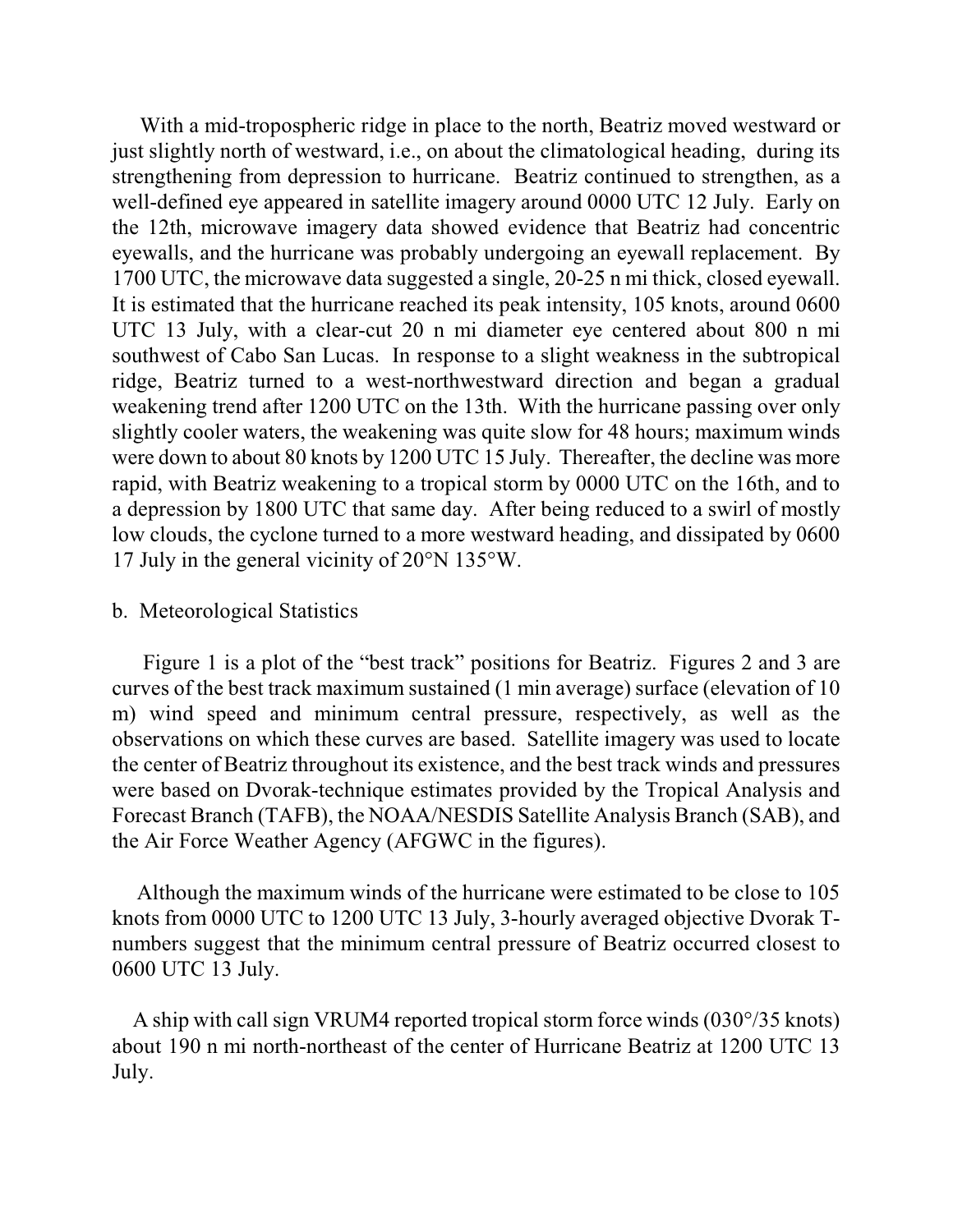With a mid-tropospheric ridge in place to the north, Beatriz moved westward or just slightly north of westward, i.e., on about the climatological heading, during its strengthening from depression to hurricane. Beatriz continued to strengthen, as a well-defined eye appeared in satellite imagery around 0000 UTC 12 July. Early on the 12th, microwave imagery data showed evidence that Beatriz had concentric eyewalls, and the hurricane was probably undergoing an eyewall replacement. By 1700 UTC, the microwave data suggested a single, 20-25 n mi thick, closed eyewall. It is estimated that the hurricane reached its peak intensity, 105 knots, around 0600 UTC 13 July, with a clear-cut 20 n mi diameter eye centered about 800 n mi southwest of Cabo San Lucas. In response to a slight weakness in the subtropical ridge, Beatriz turned to a west-northwestward direction and began a gradual weakening trend after 1200 UTC on the 13th. With the hurricane passing over only slightly cooler waters, the weakening was quite slow for 48 hours; maximum winds were down to about 80 knots by 1200 UTC 15 July. Thereafter, the decline was more rapid, with Beatriz weakening to a tropical storm by 0000 UTC on the 16th, and to a depression by 1800 UTC that same day. After being reduced to a swirl of mostly low clouds, the cyclone turned to a more westward heading, and dissipated by 0600 17 July in the general vicinity of 20°N 135°W.

## b. Meteorological Statistics

Figure 1 is a plot of the "best track" positions for Beatriz. Figures 2 and 3 are curves of the best track maximum sustained (1 min average) surface (elevation of 10 m) wind speed and minimum central pressure, respectively, as well as the observations on which these curves are based. Satellite imagery was used to locate the center of Beatriz throughout its existence, and the best track winds and pressures were based on Dvorak-technique estimates provided by the Tropical Analysis and Forecast Branch (TAFB), the NOAA/NESDIS Satellite Analysis Branch (SAB), and the Air Force Weather Agency (AFGWC in the figures).

Although the maximum winds of the hurricane were estimated to be close to 105 knots from 0000 UTC to 1200 UTC 13 July, 3-hourly averaged objective Dvorak T-numbers suggest that the minimum central pressure of Beatriz occurred closest to 0600 UTC 13 July.

A ship with call sign VRUM4 reported tropical storm force winds (030°/35 knots) about 190 n mi north-northeast of the center of Hurricane Beatriz at 1200 UTC 13 July.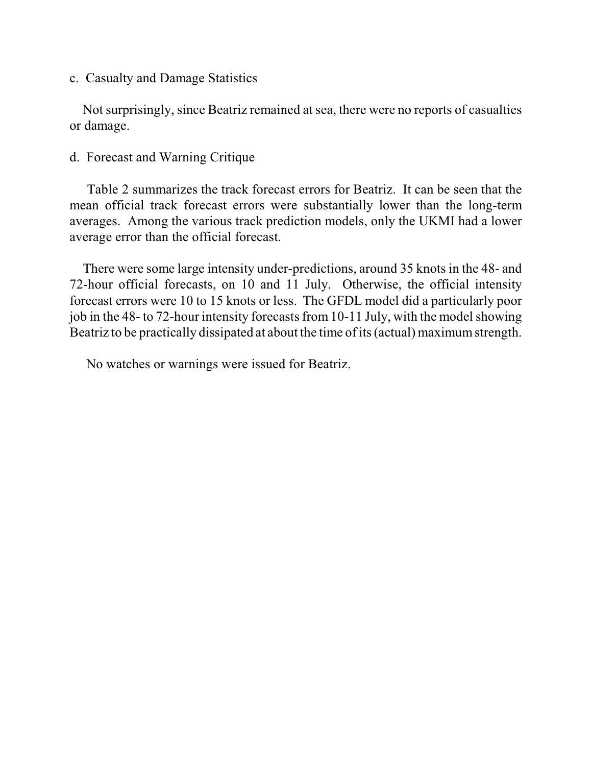### c. Casualty and Damage Statistics

Not surprisingly, since Beatriz remained at sea, there were no reports of casualties or damage.

### d. Forecast and Warning Critique

Table 2 summarizes the track forecast errors for Beatriz. It can be seen that the mean official track forecast errors were substantially lower than the long-term averages. Among the various track prediction models, only the UKMI had a lower average error than the official forecast.

There were some large intensity under-predictions, around 35 knots in the 48- and 72-hour official forecasts, on 10 and 11 July. Otherwise, the official intensity forecast errors were 10 to 15 knots or less. The GFDL model did a particularly poor job in the 48- to 72-hour intensity forecasts from 10-11 July, with the model showing Beatriz to be practically dissipated at about the time of its (actual) maximum strength.

No watches or warnings were issued for Beatriz.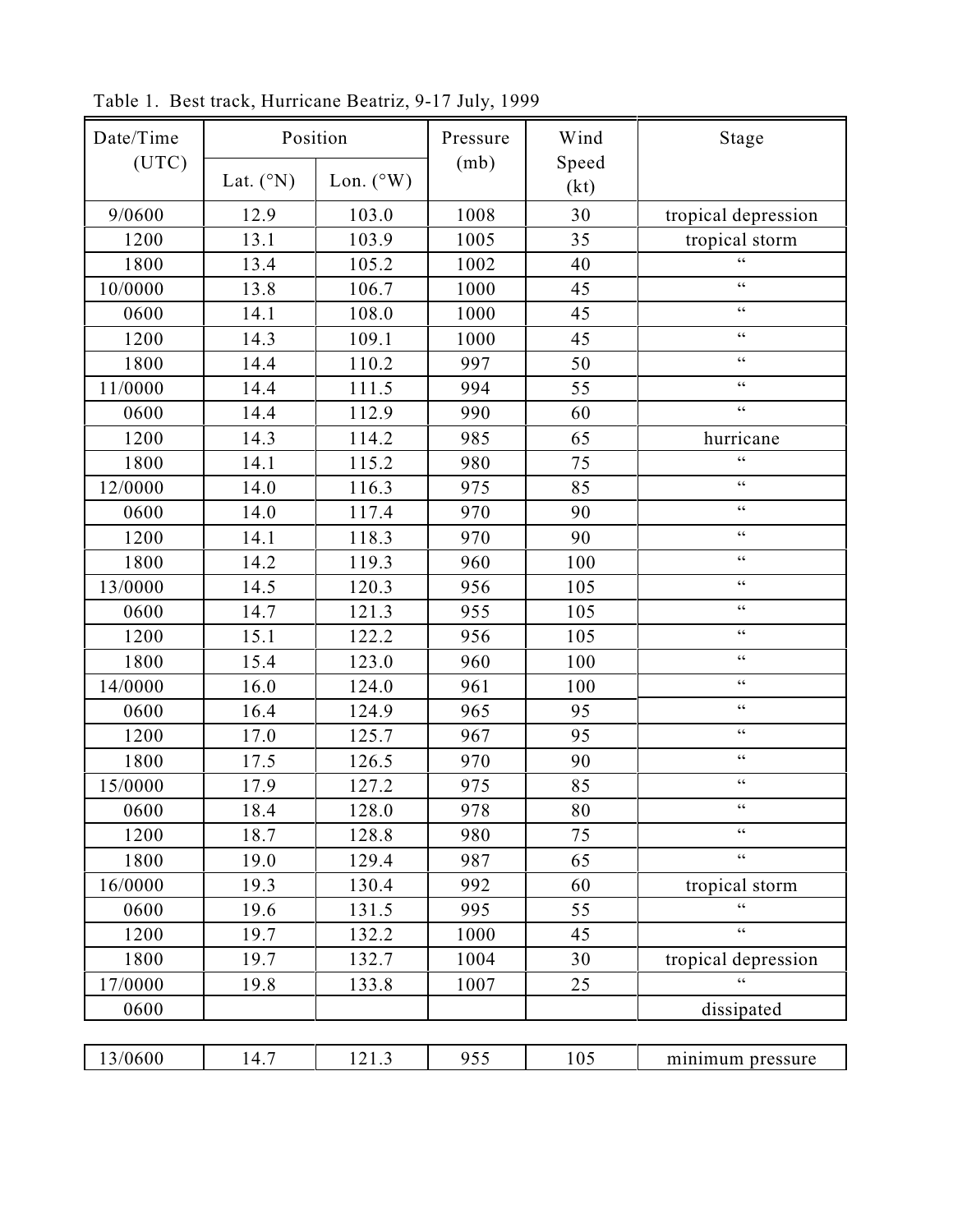Table 1. Best track, Hurricane Beatriz, 9-17 July, 1999

| Date/Time (UTC) | Position | | Pressure (mb) | Wind Speed (kt) | Stage |
|---|---|---|---|---|---|
| | Lat. (°N) | Lon. (°W) | | | |
| 9/0600 | 12.9 | 103.0 | 1008 | 30 | tropical depression |
| 1200 | 13.1 | 103.9 | 1005 | 35 | tropical storm |
| 1800 | 13.4 | 105.2 | 1002 | 40 | " |
| 10/0000 | 13.8 | 106.7 | 1000 | 45 | " |
| 0600 | 14.1 | 108.0 | 1000 | 45 | " |
| 1200 | 14.3 | 109.1 | 1000 | 45 | " |
| 1800 | 14.4 | 110.2 | 997 | 50 | " |
| 11/0000 | 14.4 | 111.5 | 994 | 55 | " |
| 0600 | 14.4 | 112.9 | 990 | 60 | " |
| 1200 | 14.3 | 114.2 | 985 | 65 | hurricane |
| 1800 | 14.1 | 115.2 | 980 | 75 | " |
| 12/0000 | 14.0 | 116.3 | 975 | 85 | " |
| 0600 | 14.0 | 117.4 | 970 | 90 | " |
| 1200 | 14.1 | 118.3 | 970 | 90 | " |
| 1800 | 14.2 | 119.3 | 960 | 100 | " |
| 13/0000 | 14.5 | 120.3 | 956 | 105 | " |
| 0600 | 14.7 | 121.3 | 955 | 105 | " |
| 1200 | 15.1 | 122.2 | 956 | 105 | " |
| 1800 | 15.4 | 123.0 | 960 | 100 | " |
| 14/0000 | 16.0 | 124.0 | 961 | 100 | " |
| 0600 | 16.4 | 124.9 | 965 | 95 | " |
| 1200 | 17.0 | 125.7 | 967 | 95 | " |
| 1800 | 17.5 | 126.5 | 970 | 90 | " |
| 15/0000 | 17.9 | 127.2 | 975 | 85 | " |
| 0600 | 18.4 | 128.0 | 978 | 80 | " |
| 1200 | 18.7 | 128.8 | 980 | 75 | " |
| 1800 | 19.0 | 129.4 | 987 | 65 | " |
| 16/0000 | 19.3 | 130.4 | 992 | 60 | tropical storm |
| 0600 | 19.6 | 131.5 | 995 | 55 | " |
| 1200 | 19.7 | 132.2 | 1000 | 45 | " |
| 1800 | 19.7 | 132.7 | 1004 | 30 | tropical depression |
| 17/0000 | 19.8 | 133.8 | 1007 | 25 | " |
| 0600 | | | | | dissipated |
| | | | | | |
| 13/0600 | 14.7 | 121.3 | 955 | 105 | minimum pressure |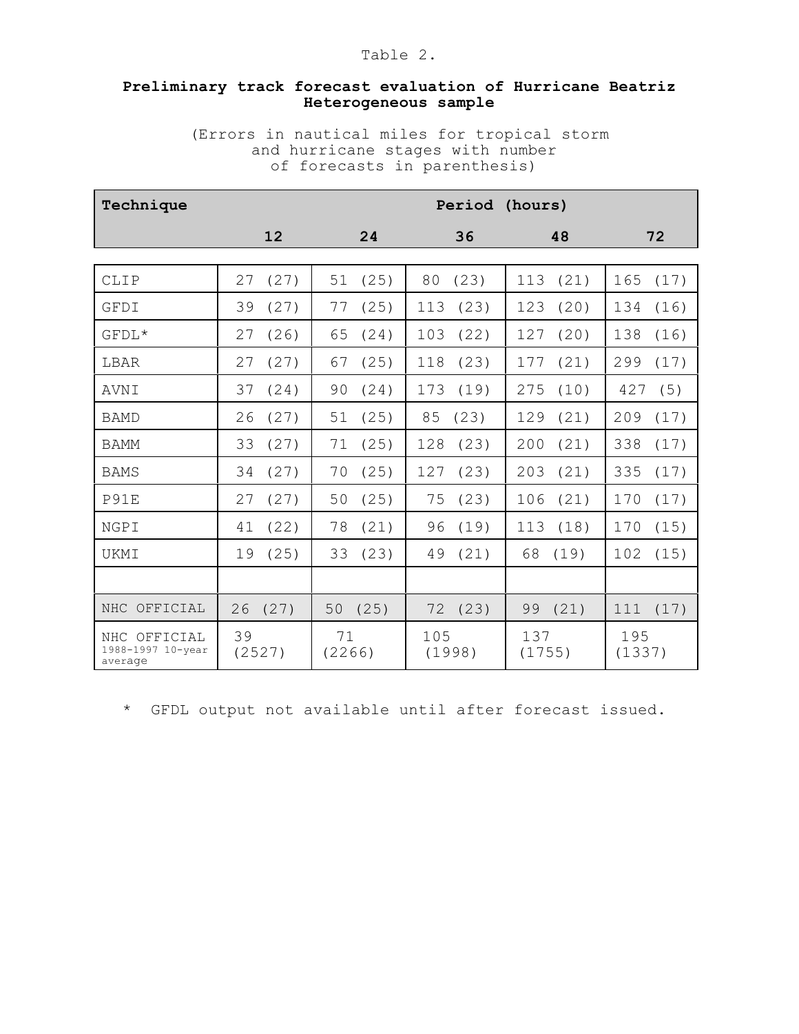Table 2.

**Preliminary track forecast evaluation of Hurricane Beatriz**
**Heterogeneous sample**

(Errors in nautical miles for tropical storm and hurricane stages with number of forecasts in parenthesis)

| Technique | Period (hours) | | | | |
|---|---|---|---|---|---|
| | 12 | 24 | 36 | 48 | 72 |
| CLIP | 27 (27) | 51 (25) | 80 (23) | 113 (21) | 165 (17) |
| GFDI | 39 (27) | 77 (25) | 113 (23) | 123 (20) | 134 (16) |
| GFDL* | 27 (26) | 65 (24) | 103 (22) | 127 (20) | 138 (16) |
| LBAR | 27 (27) | 67 (25) | 118 (23) | 177 (21) | 299 (17) |
| AVNI | 37 (24) | 90 (24) | 173 (19) | 275 (10) | 427 (5) |
| BAMD | 26 (27) | 51 (25) | 85 (23) | 129 (21) | 209 (17) |
| BAMM | 33 (27) | 71 (25) | 128 (23) | 200 (21) | 338 (17) |
| BAMS | 34 (27) | 70 (25) | 127 (23) | 203 (21) | 335 (17) |
| P91E | 27 (27) | 50 (25) | 75 (23) | 106 (21) | 170 (17) |
| NGPI | 41 (22) | 78 (21) | 96 (19) | 113 (18) | 170 (15) |
| UKMI | 19 (25) | 33 (23) | 49 (21) | 68 (19) | 102 (15) |
| | | | | | |
| NHC OFFICIAL | 26 (27) | 50 (25) | 72 (23) | 99 (21) | 111 (17) |
| NHC OFFICIAL 1988-1997 10-year average | 39 (2527) | 71 (2266) | 105 (1998) | 137 (1755) | 195 (1337) |

\* GFDL output not available until after forecast issued.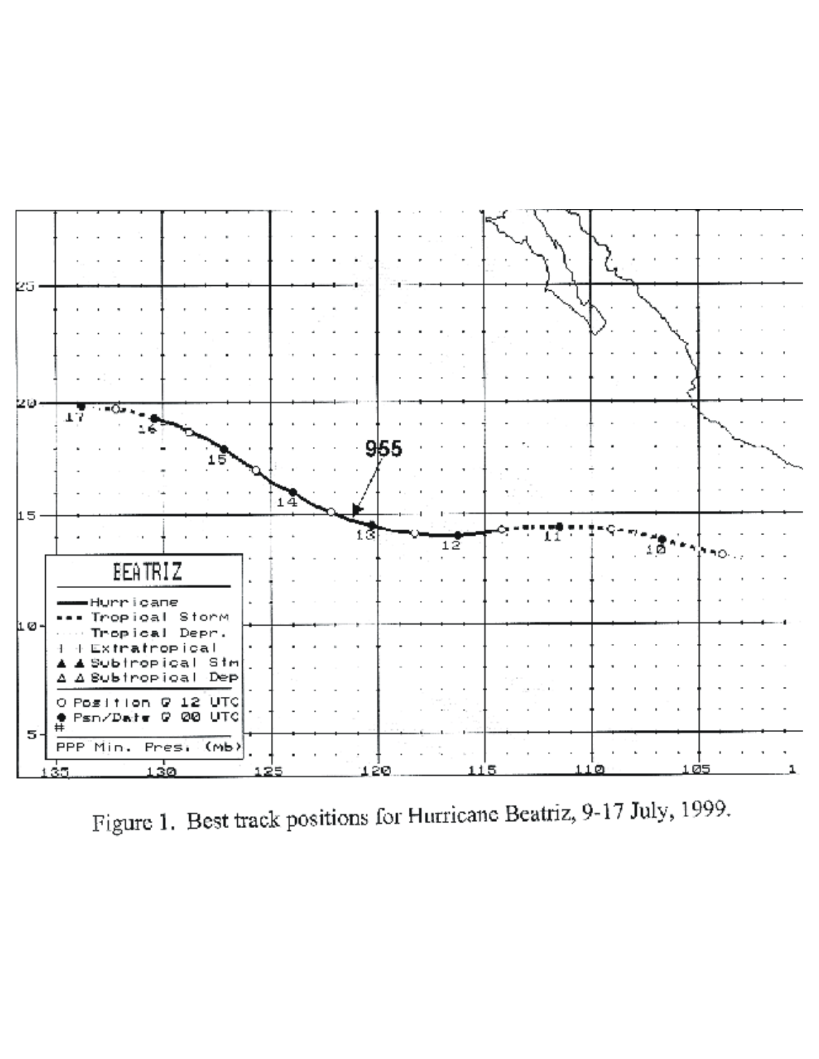Figure 1. Best track positions for Hurricane Beatriz, 9-17 July, 1999.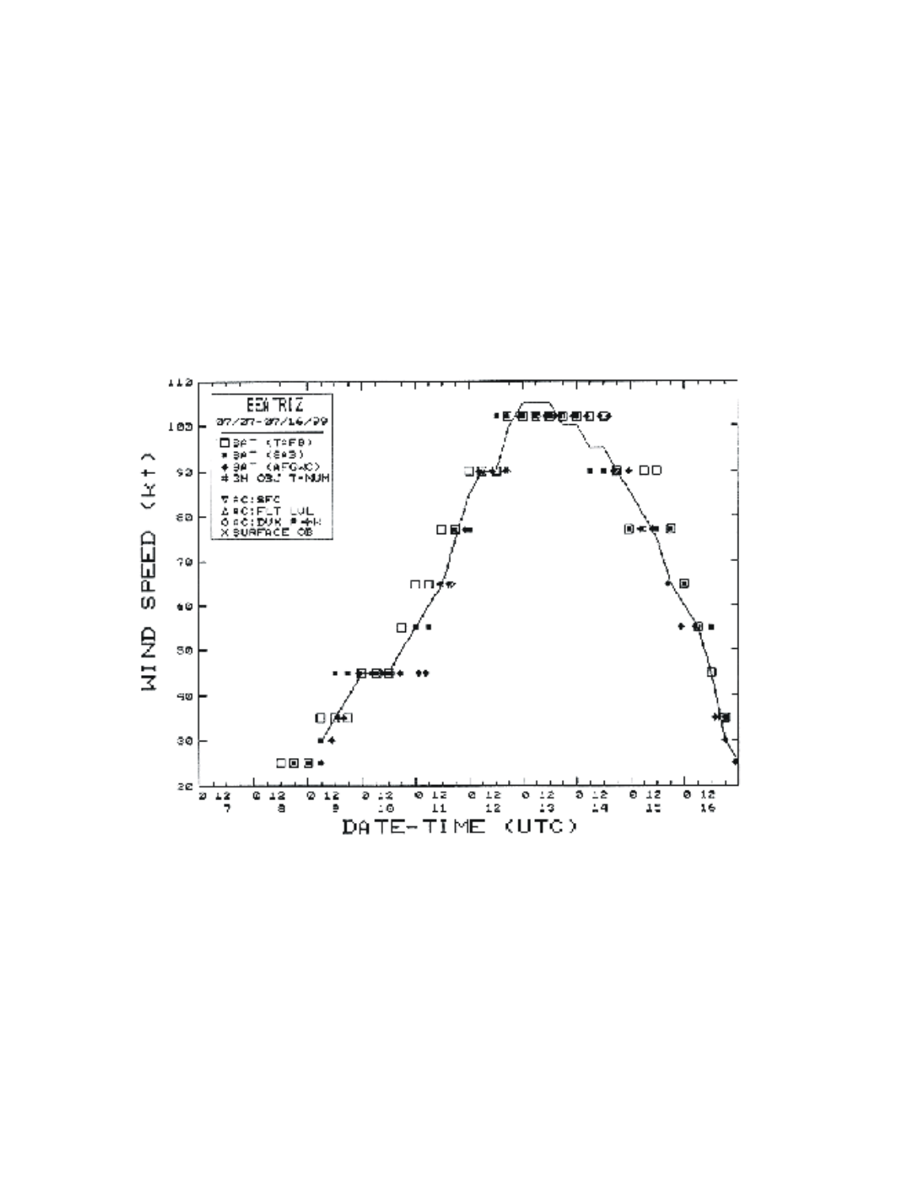BEATRIZ

07/07-07/16/99

- □ SAT (TAFB)
- * SAT (SAB)
- ◆ SAT (AFGWC)
- # 3H OBJ T-NUM
- ▽ AC: SFC
- △ AC: FLT LVL
- ○ AC: DVK P→W
- X SURFACE OB

WIND SPEED (kt)

DATE-TIME (UTC)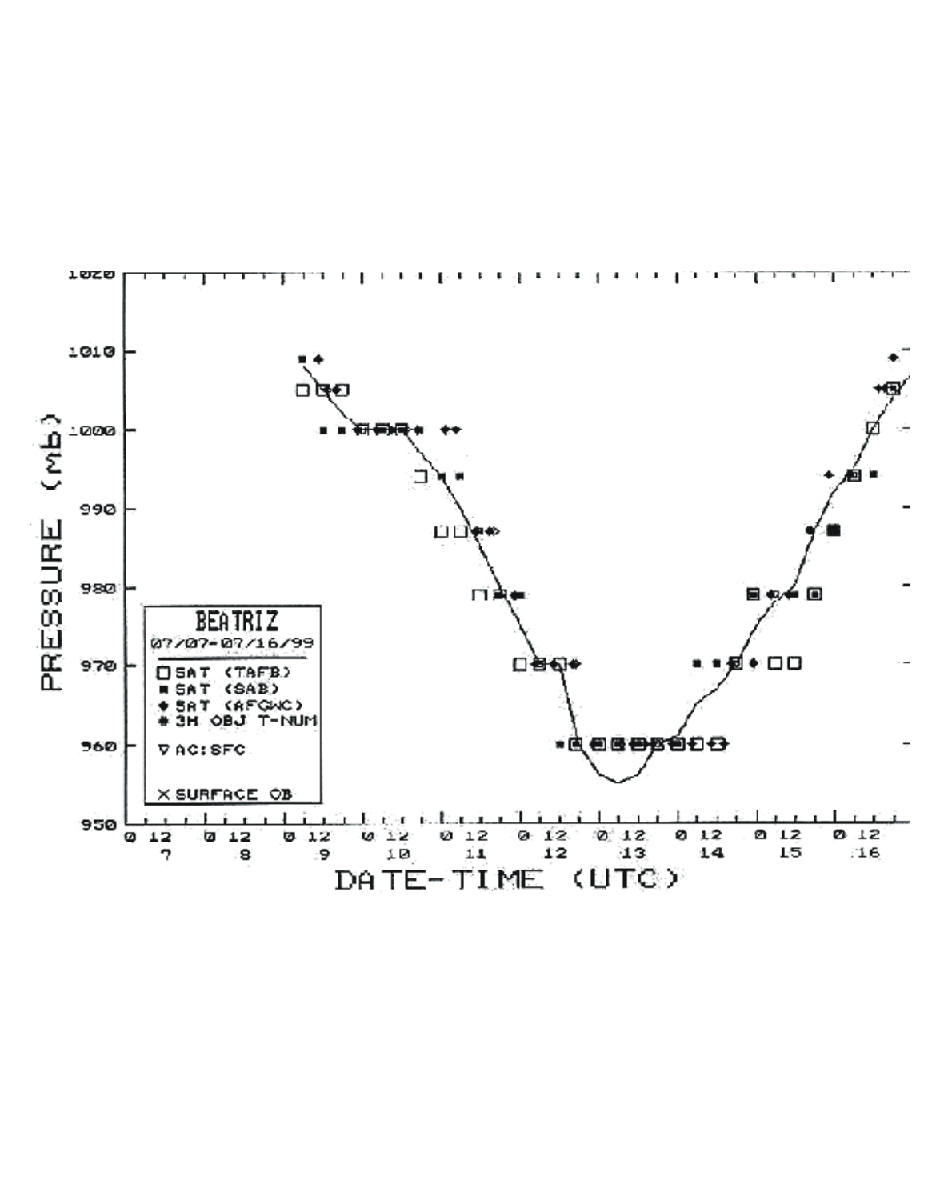1020

1010

1000

990

980

970

960

950

PRESSURE (mb)

BEATRIZ

07/07-07/16/99

□ SAT (TAFB)

■ SAT (SAB)

◆ SAT (AFGWC)

\* 3H OBJ T-NUM

▽ AC:SFC

× SURFACE OB

0 12 0 12 0 12 0 12 0 12 0 12 0 12 0 12 0 12 0 12

7 8 9 10 11 12 13 14 15 16

DATE-TIME (UTC)